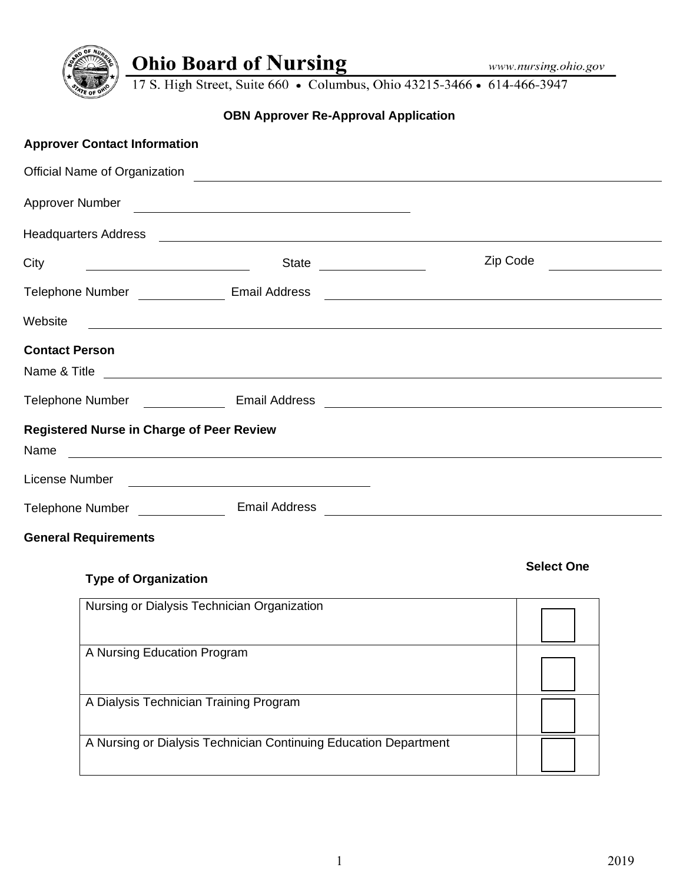**Ohio Board of Nursing**

*www.nursing.ohio.gov*

17 S. High Street, Suite 660 • Columbus, Ohio 43215-3466 • 614-466-3947

# OBN Approver Re-Approval Application

## Approver Contact Information

Official Name of Organization ______________________________

Approver Number ______________________________

Headquarters Address ______________________________

City ______________ State ______________ Zip Code ______________

Telephone Number ______________ Email Address ______________________________

Website ______________________________

## Contact Person

Name & Title ______________________________

Telephone Number ______________ Email Address ______________________________

## Registered Nurse in Charge of Peer Review

Name ______________________________

License Number ______________________________

Telephone Number ______________ Email Address ______________________________

## General Requirements

| Type of Organization | Select One |
|---|---|
| Nursing or Dialysis Technician Organization | ☐ |
| A Nursing Education Program | ☐ |
| A Dialysis Technician Training Program | ☐ |
| A Nursing or Dialysis Technician Continuing Education Department | ☐ |

2019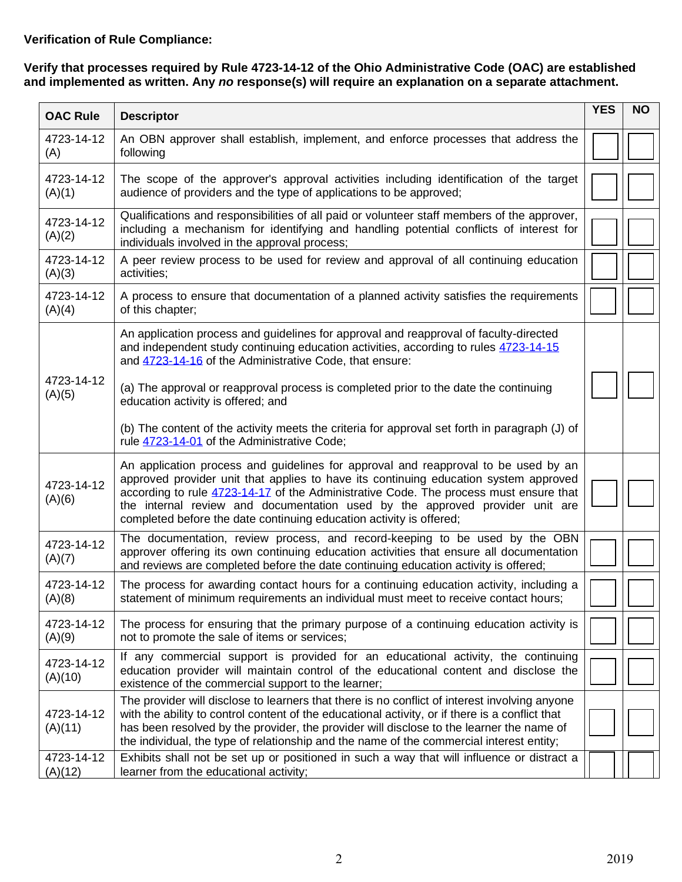**Verification of Rule Compliance:**

**Verify that processes required by Rule 4723-14-12 of the Ohio Administrative Code (OAC) are established and implemented as written. Any *no* response(s) will require an explanation on a separate attachment.**

| OAC Rule | Descriptor | YES | NO |
|---|---|---|---|
| 4723-14-12 (A) | An OBN approver shall establish, implement, and enforce processes that address the following | ☐ | ☐ |
| 4723-14-12 (A)(1) | The scope of the approver's approval activities including identification of the target audience of providers and the type of applications to be approved; | ☐ | ☐ |
| 4723-14-12 (A)(2) | Qualifications and responsibilities of all paid or volunteer staff members of the approver, including a mechanism for identifying and handling potential conflicts of interest for individuals involved in the approval process; | ☐ | ☐ |
| 4723-14-12 (A)(3) | A peer review process to be used for review and approval of all continuing education activities; | ☐ | ☐ |
| 4723-14-12 (A)(4) | A process to ensure that documentation of a planned activity satisfies the requirements of this chapter; | ☐ | ☐ |
| 4723-14-12 (A)(5) | An application process and guidelines for approval and reapproval of faculty-directed and independent study continuing education activities, according to rules 4723-14-15 and 4723-14-16 of the Administrative Code, that ensure:<br><br>(a) The approval or reapproval process is completed prior to the date the continuing education activity is offered; and<br><br>(b) The content of the activity meets the criteria for approval set forth in paragraph (J) of rule 4723-14-01 of the Administrative Code; | ☐ | ☐ |
| 4723-14-12 (A)(6) | An application process and guidelines for approval and reapproval to be used by an approved provider unit that applies to have its continuing education system approved according to rule 4723-14-17 of the Administrative Code. The process must ensure that the internal review and documentation used by the approved provider unit are completed before the date continuing education activity is offered; | ☐ | ☐ |
| 4723-14-12 (A)(7) | The documentation, review process, and record-keeping to be used by the OBN approver offering its own continuing education activities that ensure all documentation and reviews are completed before the date continuing education activity is offered; | ☐ | ☐ |
| 4723-14-12 (A)(8) | The process for awarding contact hours for a continuing education activity, including a statement of minimum requirements an individual must meet to receive contact hours; | ☐ | ☐ |
| 4723-14-12 (A)(9) | The process for ensuring that the primary purpose of a continuing education activity is not to promote the sale of items or services; | ☐ | ☐ |
| 4723-14-12 (A)(10) | If any commercial support is provided for an educational activity, the continuing education provider will maintain control of the educational content and disclose the existence of the commercial support to the learner; | ☐ | ☐ |
| 4723-14-12 (A)(11) | The provider will disclose to learners that there is no conflict of interest involving anyone with the ability to control content of the educational activity, or if there is a conflict that has been resolved by the provider, the provider will disclose to the learner the name of the individual, the type of relationship and the name of the commercial interest entity; | ☐ | ☐ |
| 4723-14-12 (A)(12) | Exhibits shall not be set up or positioned in such a way that will influence or distract a learner from the educational activity; | ☐ | ☐ |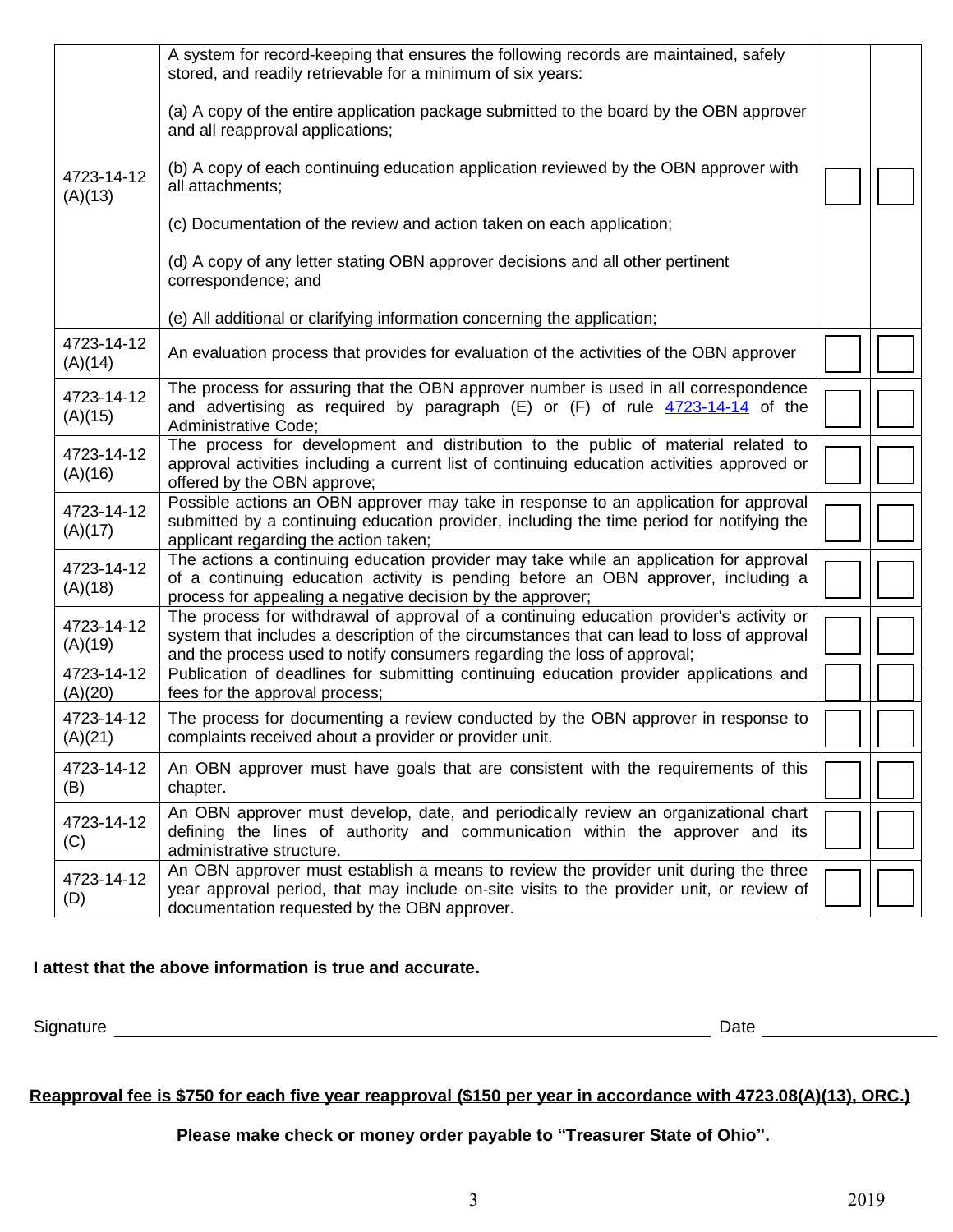| | | | |
|---|---|---|---|
| 4723-14-12 (A)(13) | A system for record-keeping that ensures the following records are maintained, safely stored, and readily retrievable for a minimum of six years:<br><br>(a) A copy of the entire application package submitted to the board by the OBN approver and all reapproval applications;<br><br>(b) A copy of each continuing education application reviewed by the OBN approver with all attachments;<br><br>(c) Documentation of the review and action taken on each application;<br><br>(d) A copy of any letter stating OBN approver decisions and all other pertinent correspondence; and<br><br>(e) All additional or clarifying information concerning the application; | ☐ | ☐ |
| 4723-14-12 (A)(14) | An evaluation process that provides for evaluation of the activities of the OBN approver | ☐ | ☐ |
| 4723-14-12 (A)(15) | The process for assuring that the OBN approver number is used in all correspondence and advertising as required by paragraph (E) or (F) of rule 4723-14-14 of the Administrative Code; | ☐ | ☐ |
| 4723-14-12 (A)(16) | The process for development and distribution to the public of material related to approval activities including a current list of continuing education activities approved or offered by the OBN approve; | ☐ | ☐ |
| 4723-14-12 (A)(17) | Possible actions an OBN approver may take in response to an application for approval submitted by a continuing education provider, including the time period for notifying the applicant regarding the action taken; | ☐ | ☐ |
| 4723-14-12 (A)(18) | The actions a continuing education provider may take while an application for approval of a continuing education activity is pending before an OBN approver, including a process for appealing a negative decision by the approver; | ☐ | ☐ |
| 4723-14-12 (A)(19) | The process for withdrawal of approval of a continuing education provider's activity or system that includes a description of the circumstances that can lead to loss of approval and the process used to notify consumers regarding the loss of approval; | ☐ | ☐ |
| 4723-14-12 (A)(20) | Publication of deadlines for submitting continuing education provider applications and fees for the approval process; | ☐ | ☐ |
| 4723-14-12 (A)(21) | The process for documenting a review conducted by the OBN approver in response to complaints received about a provider or provider unit. | ☐ | ☐ |
| 4723-14-12 (B) | An OBN approver must have goals that are consistent with the requirements of this chapter. | ☐ | ☐ |
| 4723-14-12 (C) | An OBN approver must develop, date, and periodically review an organizational chart defining the lines of authority and communication within the approver and its administrative structure. | ☐ | ☐ |
| 4723-14-12 (D) | An OBN approver must establish a means to review the provider unit during the three year approval period, that may include on-site visits to the provider unit, or review of documentation requested by the OBN approver. | ☐ | ☐ |

**I attest that the above information is true and accurate.**

Signature ______________________________ Date ______________

**Reapproval fee is $750 for each five year reapproval ($150 per year in accordance with 4723.08(A)(13), ORC.)**

**Please make check or money order payable to "Treasurer State of Ohio".**

2019